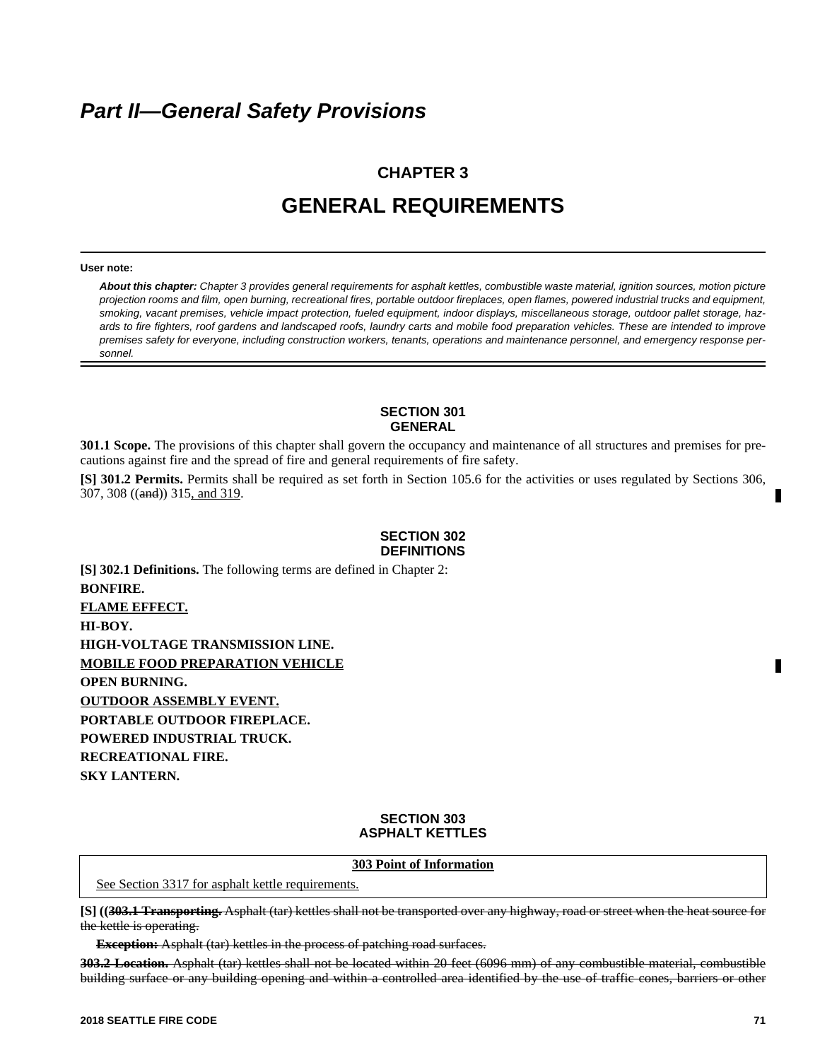# *Part II—General Safety Provisions*

## CHAPTER 3

# GENERAL REQUIREMENTS

**User note:**

***About this chapter:*** *Chapter 3 provides general requirements for asphalt kettles, combustible waste material, ignition sources, motion picture projection rooms and film, open burning, recreational fires, portable outdoor fireplaces, open flames, powered industrial trucks and equipment, smoking, vacant premises, vehicle impact protection, fueled equipment, indoor displays, miscellaneous storage, outdoor pallet storage, hazards to fire fighters, roof gardens and landscaped roofs, laundry carts and mobile food preparation vehicles. These are intended to improve premises safety for everyone, including construction workers, tenants, operations and maintenance personnel, and emergency response personnel.*

### SECTION 301 GENERAL

**301.1 Scope.** The provisions of this chapter shall govern the occupancy and maintenance of all structures and premises for precautions against fire and the spread of fire and general requirements of fire safety.

**[S] 301.2 Permits.** Permits shall be required as set forth in Section 105.6 for the activities or uses regulated by Sections 306, 307, 308 ((~~and~~)) 315, and 319.

### SECTION 302 DEFINITIONS

**[S] 302.1 Definitions.** The following terms are defined in Chapter 2:

**BONFIRE.**

**FLAME EFFECT.**

**HI-BOY.**

**HIGH-VOLTAGE TRANSMISSION LINE.**

**MOBILE FOOD PREPARATION VEHICLE**

**OPEN BURNING.**

**OUTDOOR ASSEMBLY EVENT.**

**PORTABLE OUTDOOR FIREPLACE.**

**POWERED INDUSTRIAL TRUCK.**

**RECREATIONAL FIRE.**

**SKY LANTERN.**

### SECTION 303 ASPHALT KETTLES

**303 Point of Information**

See Section 3317 for asphalt kettle requirements.

**[S] ((~~303.1 Transporting.~~** ~~Asphalt (tar) kettles shall not be transported over any highway, road or street when the heat source for the kettle is operating.~~

**~~Exception:~~** ~~Asphalt (tar) kettles in the process of patching road surfaces.~~

**~~303.2 Location.~~** ~~Asphalt (tar) kettles shall not be located within 20 feet (6096 mm) of any combustible material, combustible building surface or any building opening and within a controlled area identified by the use of traffic cones, barriers or other~~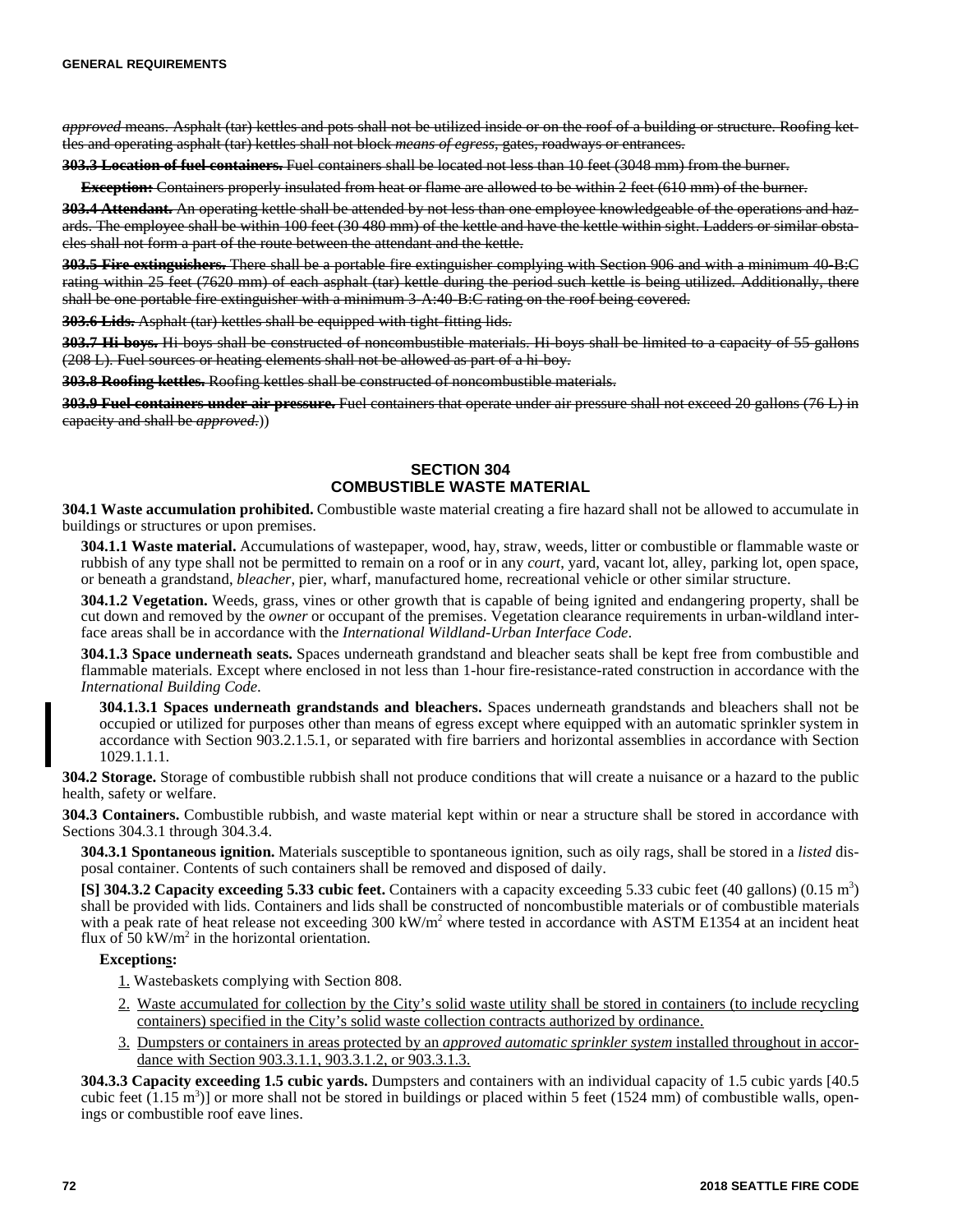~~*approved* means. Asphalt (tar) kettles and pots shall not be utilized inside or on the roof of a building or structure. Roofing kettles and operating asphalt (tar) kettles shall not block *means of egress*, gates, roadways or entrances.~~

~~**303.3 Location of fuel containers.** Fuel containers shall be located not less than 10 feet (3048 mm) from the burner.~~

~~**Exception:** Containers properly insulated from heat or flame are allowed to be within 2 feet (610 mm) of the burner.~~

~~**303.4 Attendant.** An operating kettle shall be attended by not less than one employee knowledgeable of the operations and hazards. The employee shall be within 100 feet (30 480 mm) of the kettle and have the kettle within sight. Ladders or similar obstacles shall not form a part of the route between the attendant and the kettle.~~

~~**303.5 Fire extinguishers.** There shall be a portable fire extinguisher complying with Section 906 and with a minimum 40-B:C rating within 25 feet (7620 mm) of each asphalt (tar) kettle during the period such kettle is being utilized. Additionally, there shall be one portable fire extinguisher with a minimum 3-A:40-B:C rating on the roof being covered.~~

~~**303.6 Lids.** Asphalt (tar) kettles shall be equipped with tight-fitting lids.~~

~~**303.7 Hi-boys.** Hi-boys shall be constructed of noncombustible materials. Hi-boys shall be limited to a capacity of 55 gallons (208 L). Fuel sources or heating elements shall not be allowed as part of a hi-boy.~~

~~**303.8 Roofing kettles.** Roofing kettles shall be constructed of noncombustible materials.~~

~~**303.9 Fuel containers under air pressure.** Fuel containers that operate under air pressure shall not exceed 20 gallons (76 L) in capacity and shall be *approved*.~~))

## SECTION 304 COMBUSTIBLE WASTE MATERIAL

**304.1 Waste accumulation prohibited.** Combustible waste material creating a fire hazard shall not be allowed to accumulate in buildings or structures or upon premises.

**304.1.1 Waste material.** Accumulations of wastepaper, wood, hay, straw, weeds, litter or combustible or flammable waste or rubbish of any type shall not be permitted to remain on a roof or in any *court*, yard, vacant lot, alley, parking lot, open space, or beneath a grandstand, *bleacher*, pier, wharf, manufactured home, recreational vehicle or other similar structure.

**304.1.2 Vegetation.** Weeds, grass, vines or other growth that is capable of being ignited and endangering property, shall be cut down and removed by the *owner* or occupant of the premises. Vegetation clearance requirements in urban-wildland interface areas shall be in accordance with the *International Wildland-Urban Interface Code*.

**304.1.3 Space underneath seats.** Spaces underneath grandstand and bleacher seats shall be kept free from combustible and flammable materials. Except where enclosed in not less than 1-hour fire-resistance-rated construction in accordance with the *International Building Code*.

**304.1.3.1 Spaces underneath grandstands and bleachers.** Spaces underneath grandstands and bleachers shall not be occupied or utilized for purposes other than means of egress except where equipped with an automatic sprinkler system in accordance with Section 903.2.1.5.1, or separated with fire barriers and horizontal assemblies in accordance with Section 1029.1.1.1.

**304.2 Storage.** Storage of combustible rubbish shall not produce conditions that will create a nuisance or a hazard to the public health, safety or welfare.

**304.3 Containers.** Combustible rubbish, and waste material kept within or near a structure shall be stored in accordance with Sections 304.3.1 through 304.3.4.

**304.3.1 Spontaneous ignition.** Materials susceptible to spontaneous ignition, such as oily rags, shall be stored in a *listed* disposal container. Contents of such containers shall be removed and disposed of daily.

**[S] 304.3.2 Capacity exceeding 5.33 cubic feet.** Containers with a capacity exceeding 5.33 cubic feet (40 gallons) (0.15 $m^3$) shall be provided with lids. Containers and lids shall be constructed of noncombustible materials or of combustible materials with a peak rate of heat release not exceeding 300 $kW/m^2$ where tested in accordance with ASTM E1354 at an incident heat flux of 50 $kW/m^2$ in the horizontal orientation.

**Exceptions:**

1. Wastebaskets complying with Section 808.
2. Waste accumulated for collection by the City's solid waste utility shall be stored in containers (to include recycling containers) specified in the City's solid waste collection contracts authorized by ordinance.
3. Dumpsters or containers in areas protected by an *approved automatic sprinkler system* installed throughout in accordance with Section 903.3.1.1, 903.3.1.2, or 903.3.1.3.

**304.3.3 Capacity exceeding 1.5 cubic yards.** Dumpsters and containers with an individual capacity of 1.5 cubic yards [40.5 cubic feet (1.15 $m^3$)] or more shall not be stored in buildings or placed within 5 feet (1524 mm) of combustible walls, openings or combustible roof eave lines.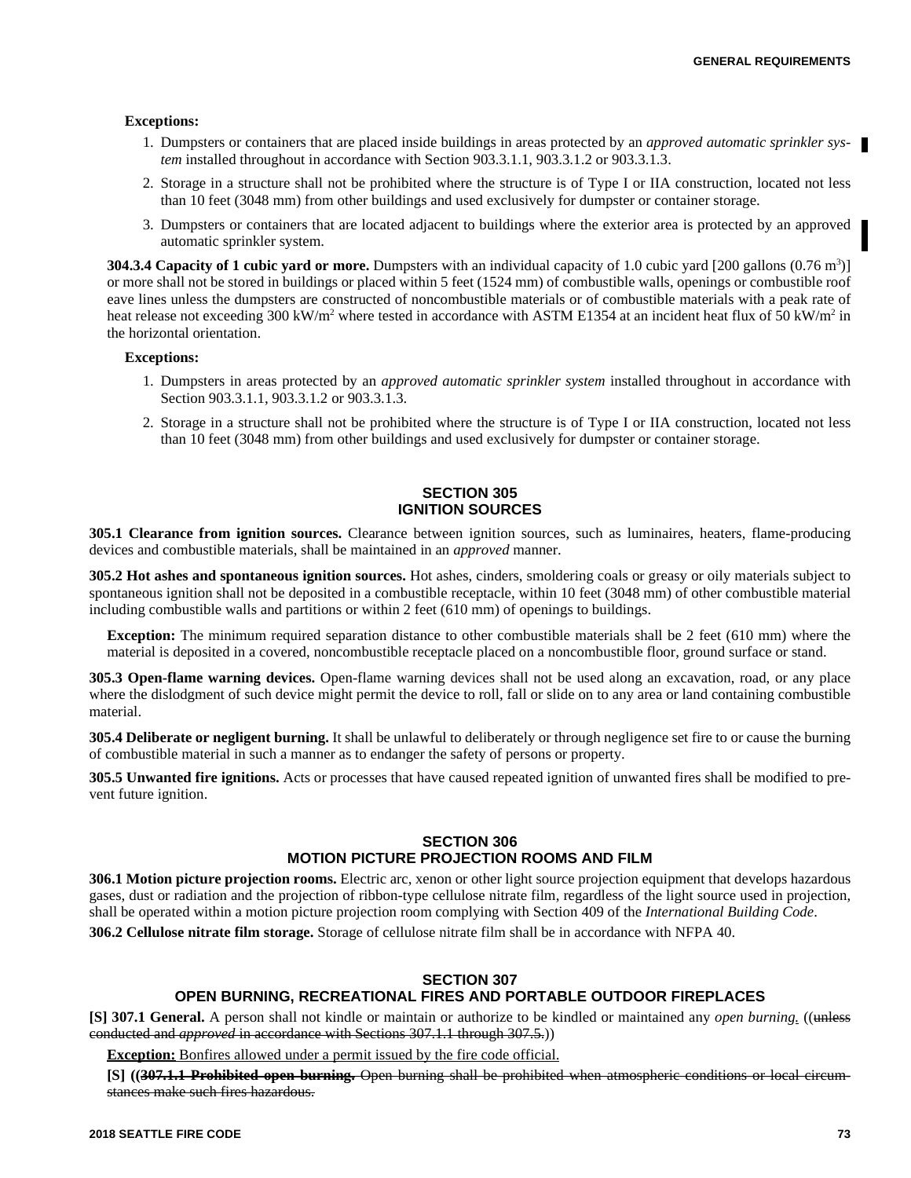**Exceptions:**

1. Dumpsters or containers that are placed inside buildings in areas protected by an *approved automatic sprinkler system* installed throughout in accordance with Section 903.3.1.1, 903.3.1.2 or 903.3.1.3.
2. Storage in a structure shall not be prohibited where the structure is of Type I or IIA construction, located not less than 10 feet (3048 mm) from other buildings and used exclusively for dumpster or container storage.
3. Dumpsters or containers that are located adjacent to buildings where the exterior area is protected by an approved automatic sprinkler system.

**304.3.4 Capacity of 1 cubic yard or more.** Dumpsters with an individual capacity of 1.0 cubic yard [200 gallons (0.76 $m^3$)] or more shall not be stored in buildings or placed within 5 feet (1524 mm) of combustible walls, openings or combustible roof eave lines unless the dumpsters are constructed of noncombustible materials or of combustible materials with a peak rate of heat release not exceeding 300 $kW/m^2$ where tested in accordance with ASTM E1354 at an incident heat flux of 50 $kW/m^2$ in the horizontal orientation.

**Exceptions:**

1. Dumpsters in areas protected by an *approved automatic sprinkler system* installed throughout in accordance with Section 903.3.1.1, 903.3.1.2 or 903.3.1.3.
2. Storage in a structure shall not be prohibited where the structure is of Type I or IIA construction, located not less than 10 feet (3048 mm) from other buildings and used exclusively for dumpster or container storage.

## SECTION 305 IGNITION SOURCES

**305.1 Clearance from ignition sources.** Clearance between ignition sources, such as luminaires, heaters, flame-producing devices and combustible materials, shall be maintained in an *approved* manner.

**305.2 Hot ashes and spontaneous ignition sources.** Hot ashes, cinders, smoldering coals or greasy or oily materials subject to spontaneous ignition shall not be deposited in a combustible receptacle, within 10 feet (3048 mm) of other combustible material including combustible walls and partitions or within 2 feet (610 mm) of openings to buildings.

**Exception:** The minimum required separation distance to other combustible materials shall be 2 feet (610 mm) where the material is deposited in a covered, noncombustible receptacle placed on a noncombustible floor, ground surface or stand.

**305.3 Open-flame warning devices.** Open-flame warning devices shall not be used along an excavation, road, or any place where the dislodgment of such device might permit the device to roll, fall or slide on to any area or land containing combustible material.

**305.4 Deliberate or negligent burning.** It shall be unlawful to deliberately or through negligence set fire to or cause the burning of combustible material in such a manner as to endanger the safety of persons or property.

**305.5 Unwanted fire ignitions.** Acts or processes that have caused repeated ignition of unwanted fires shall be modified to prevent future ignition.

## SECTION 306 MOTION PICTURE PROJECTION ROOMS AND FILM

**306.1 Motion picture projection rooms.** Electric arc, xenon or other light source projection equipment that develops hazardous gases, dust or radiation and the projection of ribbon-type cellulose nitrate film, regardless of the light source used in projection, shall be operated within a motion picture projection room complying with Section 409 of the *International Building Code*.

**306.2 Cellulose nitrate film storage.** Storage of cellulose nitrate film shall be in accordance with NFPA 40.

## SECTION 307 OPEN BURNING, RECREATIONAL FIRES AND PORTABLE OUTDOOR FIREPLACES

**[S] 307.1 General.** A person shall not kindle or maintain or authorize to be kindled or maintained any *open burning*. ((~~unless conducted and *approved* in accordance with Sections 307.1.1 through 307.5.~~))

**Exception:** Bonfires allowed under a permit issued by the fire code official.

**[S] ((~~307.1.1 Prohibited open burning.~~** ~~Open burning shall be prohibited when atmospheric conditions or local circumstances make such fires hazardous.~~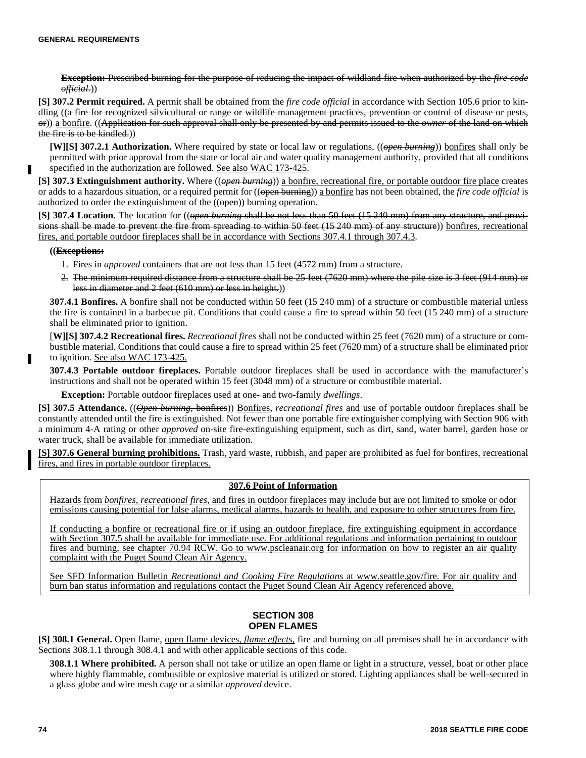**Exception:** Prescribed burning for the purpose of reducing the impact of wildland fire when authorized by the *fire code official*.))

**[S] 307.2 Permit required.** A permit shall be obtained from the *fire code official* in accordance with Section 105.6 prior to kindling ((a fire for recognized silvicultural or range or wildlife management practices, prevention or control of disease or pests, or)) a bonfire. ((Application for such approval shall only be presented by and permits issued to the *owner* of the land on which the fire is to be kindled.))

**[W][S] 307.2.1 Authorization.** Where required by state or local law or regulations, ((*open burning*)) bonfires shall only be permitted with prior approval from the state or local air and water quality management authority, provided that all conditions specified in the authorization are followed. See also WAC 173-425.

**[S] 307.3 Extinguishment authority.** Where ((*open burning*)) a bonfire, recreational fire, or portable outdoor fire place creates or adds to a hazardous situation, or a required permit for ((open burning)) a bonfire has not been obtained, the *fire code official* is authorized to order the extinguishment of the ((open)) burning operation.

**[S] 307.4 Location.** The location for ((*open burning* shall be not less than 50 feet (15 240 mm) from any structure, and provisions shall be made to prevent the fire from spreading to within 50 feet (15 240 mm) of any structure)) bonfires, recreational fires, and portable outdoor fireplaces shall be in accordance with Sections 307.4.1 through 307.4.3.

**((Exceptions:**

1. Fires in *approved* containers that are not less than 15 feet (4572 mm) from a structure.
2. The minimum required distance from a structure shall be 25 feet (7620 mm) where the pile size is 3 feet (914 mm) or less in diameter and 2 feet (610 mm) or less in height.))

**307.4.1 Bonfires.** A bonfire shall not be conducted within 50 feet (15 240 mm) of a structure or combustible material unless the fire is contained in a barbecue pit. Conditions that could cause a fire to spread within 50 feet (15 240 mm) of a structure shall be eliminated prior to ignition.

[**W][S] 307.4.2 Recreational fires.** *Recreational fires* shall not be conducted within 25 feet (7620 mm) of a structure or combustible material. Conditions that could cause a fire to spread within 25 feet (7620 mm) of a structure shall be eliminated prior to ignition. See also WAC 173-425.

**307.4.3 Portable outdoor fireplaces.** Portable outdoor fireplaces shall be used in accordance with the manufacturer's instructions and shall not be operated within 15 feet (3048 mm) of a structure or combustible material.

**Exception:** Portable outdoor fireplaces used at one- and two-family *dwellings*.

**[S] 307.5 Attendance.** ((*Open burning*, bonfires)) Bonfires, *recreational fires* and use of portable outdoor fireplaces shall be constantly attended until the fire is extinguished. Not fewer than one portable fire extinguisher complying with Section 906 with a minimum 4-A rating or other *approved* on-site fire-extinguishing equipment, such as dirt, sand, water barrel, garden hose or water truck, shall be available for immediate utilization.

**[S] 307.6 General burning prohibitions.** Trash, yard waste, rubbish, and paper are prohibited as fuel for bonfires, recreational fires, and fires in portable outdoor fireplaces.

> **307.6 Point of Information**
>
> Hazards from *bonfires*, *recreational fires*, and fires in outdoor fireplaces may include but are not limited to smoke or odor emissions causing potential for false alarms, medical alarms, hazards to health, and exposure to other structures from fire.
>
> If conducting a bonfire or recreational fire or if using an outdoor fireplace, fire extinguishing equipment in accordance with Section 307.5 shall be available for immediate use. For additional regulations and information pertaining to outdoor fires and burning, see chapter 70.94 RCW. Go to www.pscleanair.org for information on how to register an air quality complaint with the Puget Sound Clean Air Agency.
>
> See SFD Information Bulletin *Recreational and Cooking Fire Regulations* at www.seattle.gov/fire. For air quality and burn ban status information and regulations contact the Puget Sound Clean Air Agency referenced above.

## SECTION 308 OPEN FLAMES

**[S] 308.1 General.** Open flame, open flame devices, *flame effects*, fire and burning on all premises shall be in accordance with Sections 308.1.1 through 308.4.1 and with other applicable sections of this code.

**308.1.1 Where prohibited.** A person shall not take or utilize an open flame or light in a structure, vessel, boat or other place where highly flammable, combustible or explosive material is utilized or stored. Lighting appliances shall be well-secured in a glass globe and wire mesh cage or a similar *approved* device.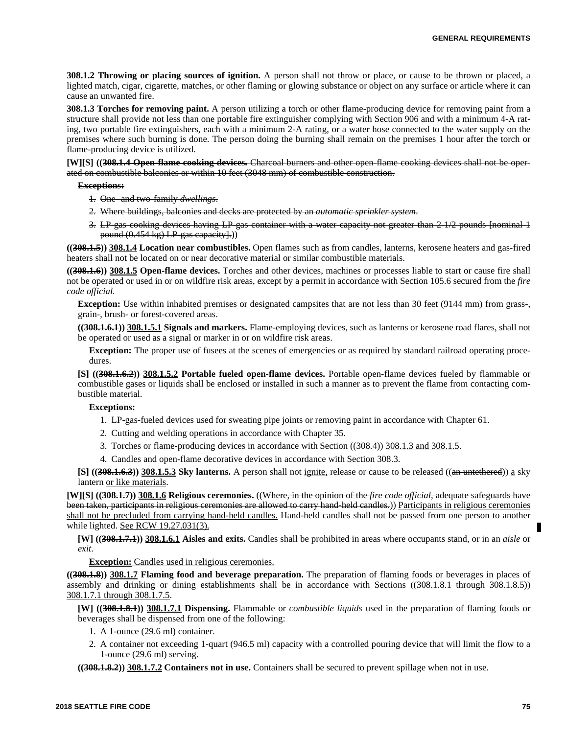**308.1.2 Throwing or placing sources of ignition.** A person shall not throw or place, or cause to be thrown or placed, a lighted match, cigar, cigarette, matches, or other flaming or glowing substance or object on any surface or article where it can cause an unwanted fire.

**308.1.3 Torches for removing paint.** A person utilizing a torch or other flame-producing device for removing paint from a structure shall provide not less than one portable fire extinguisher complying with Section 906 and with a minimum 4-A rating, two portable fire extinguishers, each with a minimum 2-A rating, or a water hose connected to the water supply on the premises where such burning is done. The person doing the burning shall remain on the premises 1 hour after the torch or flame-producing device is utilized.

**[W][S] ((~~308.1.4 Open-flame cooking devices.~~** ~~Charcoal burners and other open-flame cooking devices shall not be operated on combustible balconies or within 10 feet (3048 mm) of combustible construction.~~

**~~Exceptions:~~**

1. ~~One- and two-family *dwellings*.~~
2. ~~Where buildings, balconies and decks are protected by an *automatic sprinkler system*.~~
3. ~~LP-gas cooking devices having LP-gas container with a water capacity not greater than 2-1/2 pounds [nominal 1 pound (0.454 kg) LP-gas capacity].~~))

**((~~308.1.5~~)) 308.1.4 Location near combustibles.** Open flames such as from candles, lanterns, kerosene heaters and gas-fired heaters shall not be located on or near decorative material or similar combustible materials.

**((~~308.1.6~~)) 308.1.5 Open-flame devices.** Torches and other devices, machines or processes liable to start or cause fire shall not be operated or used in or on wildfire risk areas, except by a permit in accordance with Section 105.6 secured from the *fire code official*.

**Exception:** Use within inhabited premises or designated campsites that are not less than 30 feet (9144 mm) from grass-, grain-, brush- or forest-covered areas.

**((~~308.1.6.1~~)) 308.1.5.1 Signals and markers.** Flame-employing devices, such as lanterns or kerosene road flares, shall not be operated or used as a signal or marker in or on wildfire risk areas.

**Exception:** The proper use of fusees at the scenes of emergencies or as required by standard railroad operating procedures.

**[S] ((~~308.1.6.2~~)) 308.1.5.2 Portable fueled open-flame devices.** Portable open-flame devices fueled by flammable or combustible gases or liquids shall be enclosed or installed in such a manner as to prevent the flame from contacting combustible material.

**Exceptions:**

1. LP-gas-fueled devices used for sweating pipe joints or removing paint in accordance with Chapter 61.
2. Cutting and welding operations in accordance with Chapter 35.
3. Torches or flame-producing devices in accordance with Section ((~~308.4~~)) 308.1.3 and 308.1.5.
4. Candles and open-flame decorative devices in accordance with Section 308.3.

**[S] ((~~308.1.6.3~~)) 308.1.5.3 Sky lanterns.** A person shall not ignite, release or cause to be released ((~~an untethered~~)) a sky lantern or like materials.

**[W][S] ((~~308.1.7~~)) 308.1.6 Religious ceremonies.** ((~~Where, in the opinion of the *fire code official*, adequate safeguards have been taken, participants in religious ceremonies are allowed to carry hand-held candles.~~)) Participants in religious ceremonies shall not be precluded from carrying hand-held candles. Hand-held candles shall not be passed from one person to another while lighted. See RCW 19.27.031(3).

**[W] ((~~308.1.7.1~~)) 308.1.6.1 Aisles and exits.** Candles shall be prohibited in areas where occupants stand, or in an *aisle* or *exit*.

**Exception:** Candles used in religious ceremonies.

**((~~308.1.8~~)) 308.1.7 Flaming food and beverage preparation.** The preparation of flaming foods or beverages in places of assembly and drinking or dining establishments shall be in accordance with Sections ((~~308.1.8.1 through 308.1.8.5~~)) 308.1.7.1 through 308.1.7.5.

**[W] ((~~308.1.8.1~~)) 308.1.7.1 Dispensing.** Flammable or *combustible liquids* used in the preparation of flaming foods or beverages shall be dispensed from one of the following:

1. A 1-ounce (29.6 ml) container.
2. A container not exceeding 1-quart (946.5 ml) capacity with a controlled pouring device that will limit the flow to a 1-ounce (29.6 ml) serving.

**((~~308.1.8.2~~)) 308.1.7.2 Containers not in use.** Containers shall be secured to prevent spillage when not in use.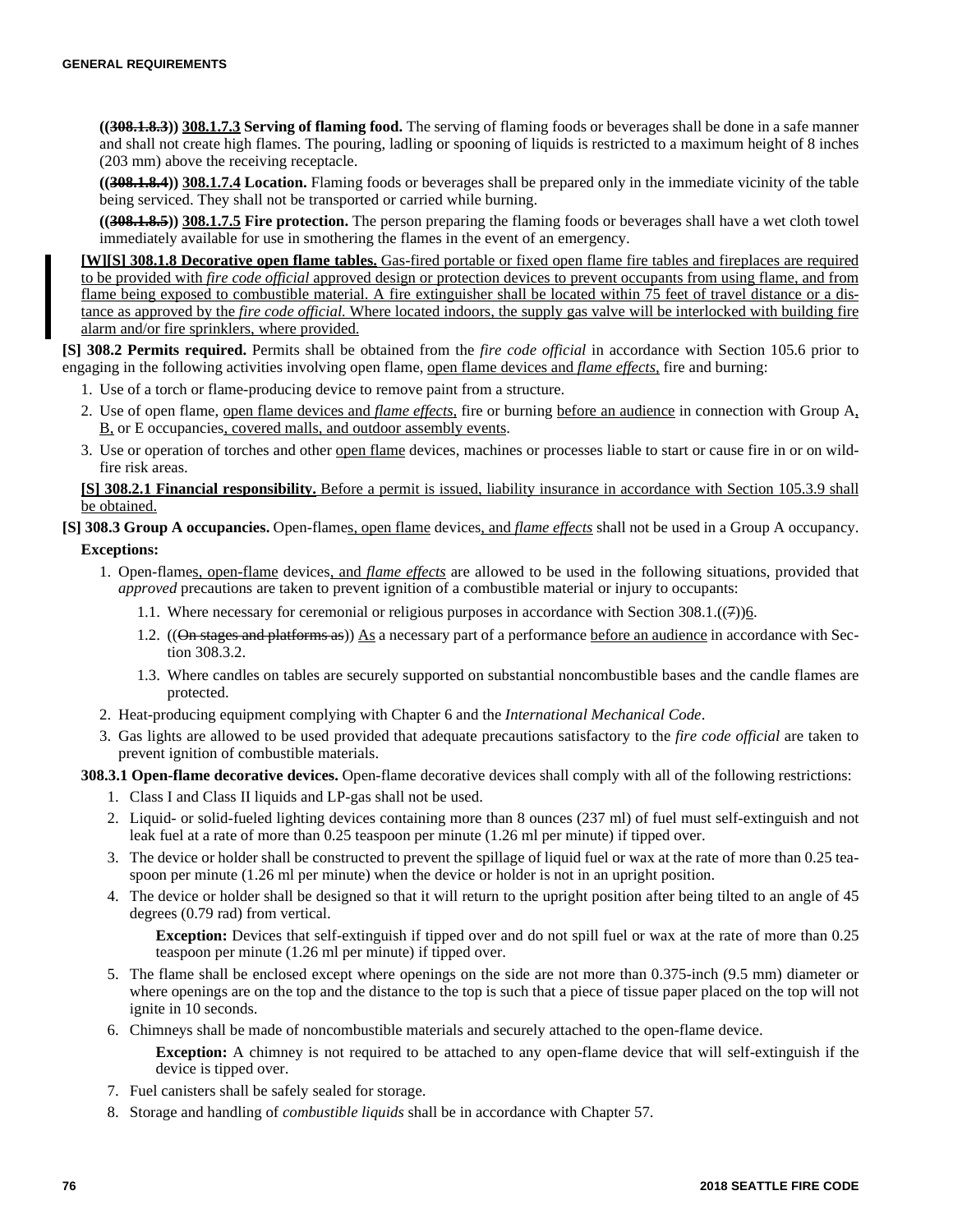((~~308.1.8.3~~)) <u>308.1.7.3</u> **Serving of flaming food.** The serving of flaming foods or beverages shall be done in a safe manner and shall not create high flames. The pouring, ladling or spooning of liquids is restricted to a maximum height of 8 inches (203 mm) above the receiving receptacle.

((~~308.1.8.4~~)) <u>308.1.7.4</u> **Location.** Flaming foods or beverages shall be prepared only in the immediate vicinity of the table being serviced. They shall not be transported or carried while burning.

((~~308.1.8.5~~)) <u>308.1.7.5</u> **Fire protection.** The person preparing the flaming foods or beverages shall have a wet cloth towel immediately available for use in smothering the flames in the event of an emergency.

<u>**[W][S] 308.1.8 Decorative open flame tables.** Gas-fired portable or fixed open flame fire tables and fireplaces are required to be provided with *fire code official* approved design or protection devices to prevent occupants from using flame, and from flame being exposed to combustible material. A fire extinguisher shall be located within 75 feet of travel distance or a distance as approved by the *fire code official.* Where located indoors, the supply gas valve will be interlocked with building fire alarm and/or fire sprinklers, where provided.</u>

**[S] 308.2 Permits required.** Permits shall be obtained from the *fire code official* in accordance with Section 105.6 prior to engaging in the following activities involving open flame, <u>open flame devices and *flame effects*,</u> fire and burning:

1. Use of a torch or flame-producing device to remove paint from a structure.
2. Use of open flame, <u>open flame devices and *flame effects*,</u> fire or burning <u>before an audience</u> in connection with Group A<u>, B,</u> or E occupancies<u>, covered malls, and outdoor assembly events</u>.
3. Use or operation of torches and other <u>open flame</u> devices, machines or processes liable to start or cause fire in or on wildfire risk areas.

<u>**[S] 308.2.1 Financial responsibility.** Before a permit is issued, liability insurance in accordance with Section 105.3.9 shall be obtained.</u>

**[S] 308.3 Group A occupancies.** Open-flame<u>s, open flame</u> devices<u>, and *flame effects*</u> shall not be used in a Group A occupancy.

**Exceptions:**

1. Open-flame<u>s, open-flame</u> devices<u>, and *flame effects*</u> are allowed to be used in the following situations, provided that *approved* precautions are taken to prevent ignition of a combustible material or injury to occupants:
   1.1. Where necessary for ceremonial or religious purposes in accordance with Section 308.1.((~~7~~))<u>6</u>.
   1.2. ((~~On stages and platforms as~~)) <u>As</u> a necessary part of a performance <u>before an audience</u> in accordance with Section 308.3.2.
   1.3. Where candles on tables are securely supported on substantial noncombustible bases and the candle flames are protected.
2. Heat-producing equipment complying with Chapter 6 and the *International Mechanical Code*.
3. Gas lights are allowed to be used provided that adequate precautions satisfactory to the *fire code official* are taken to prevent ignition of combustible materials.

**308.3.1 Open-flame decorative devices.** Open-flame decorative devices shall comply with all of the following restrictions:

1. Class I and Class II liquids and LP-gas shall not be used.
2. Liquid- or solid-fueled lighting devices containing more than 8 ounces (237 ml) of fuel must self-extinguish and not leak fuel at a rate of more than 0.25 teaspoon per minute (1.26 ml per minute) if tipped over.
3. The device or holder shall be constructed to prevent the spillage of liquid fuel or wax at the rate of more than 0.25 teaspoon per minute (1.26 ml per minute) when the device or holder is not in an upright position.
4. The device or holder shall be designed so that it will return to the upright position after being tilted to an angle of 45 degrees (0.79 rad) from vertical.

   **Exception:** Devices that self-extinguish if tipped over and do not spill fuel or wax at the rate of more than 0.25 teaspoon per minute (1.26 ml per minute) if tipped over.
5. The flame shall be enclosed except where openings on the side are not more than 0.375-inch (9.5 mm) diameter or where openings are on the top and the distance to the top is such that a piece of tissue paper placed on the top will not ignite in 10 seconds.
6. Chimneys shall be made of noncombustible materials and securely attached to the open-flame device.

   **Exception:** A chimney is not required to be attached to any open-flame device that will self-extinguish if the device is tipped over.
7. Fuel canisters shall be safely sealed for storage.
8. Storage and handling of *combustible liquids* shall be in accordance with Chapter 57.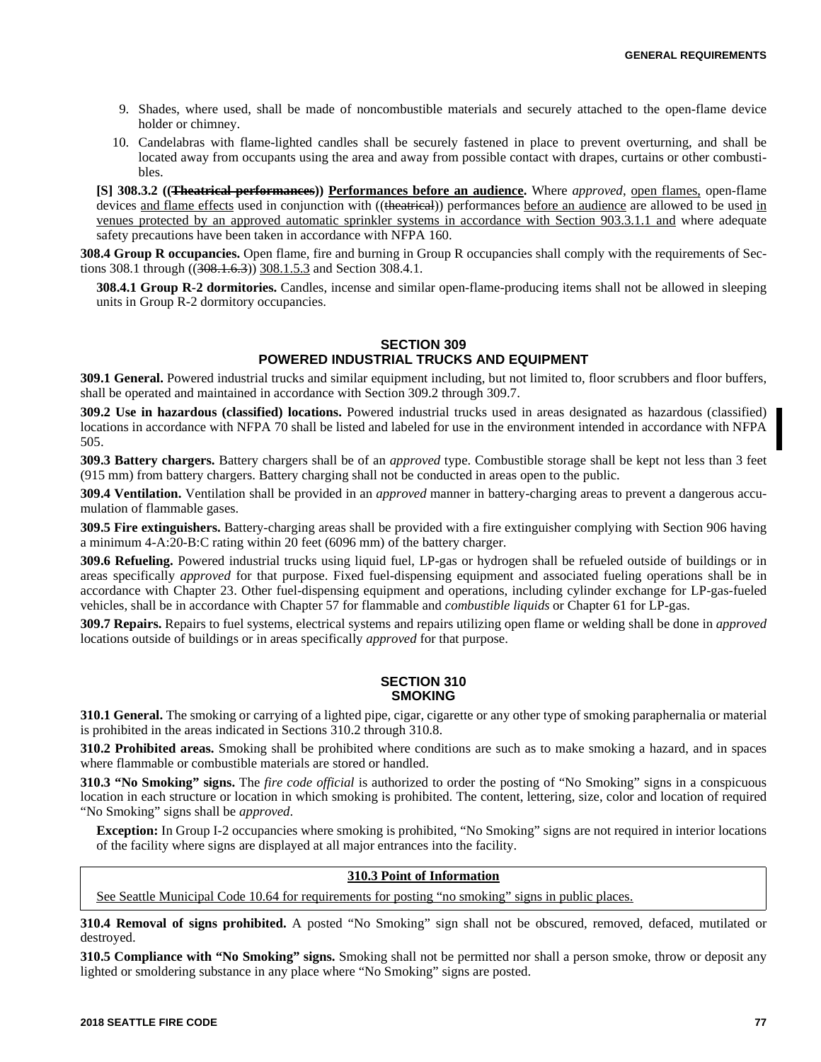9. Shades, where used, shall be made of noncombustible materials and securely attached to the open-flame device holder or chimney.
10. Candelabras with flame-lighted candles shall be securely fastened in place to prevent overturning, and shall be located away from occupants using the area and away from possible contact with drapes, curtains or other combustibles.

**[S] 308.3.2 ((~~Theatrical performances~~)) <u>Performances before an audience</u>.** Where *approved*, <u>open flames,</u> open-flame devices <u>and flame effects</u> used in conjunction with ((~~theatrical~~)) performances <u>before an audience</u> are allowed to be used <u>in venues protected by an approved automatic sprinkler systems in accordance with Section 903.3.1.1 and</u> where adequate safety precautions have been taken in accordance with NFPA 160.

**308.4 Group R occupancies.** Open flame, fire and burning in Group R occupancies shall comply with the requirements of Sections 308.1 through ((~~308.1.6.3~~)) <u>308.1.5.3</u> and Section 308.4.1.

**308.4.1 Group R-2 dormitories.** Candles, incense and similar open-flame-producing items shall not be allowed in sleeping units in Group R-2 dormitory occupancies.

## SECTION 309 POWERED INDUSTRIAL TRUCKS AND EQUIPMENT

**309.1 General.** Powered industrial trucks and similar equipment including, but not limited to, floor scrubbers and floor buffers, shall be operated and maintained in accordance with Section 309.2 through 309.7.

**309.2 Use in hazardous (classified) locations.** Powered industrial trucks used in areas designated as hazardous (classified) locations in accordance with NFPA 70 shall be listed and labeled for use in the environment intended in accordance with NFPA 505.

**309.3 Battery chargers.** Battery chargers shall be of an *approved* type. Combustible storage shall be kept not less than 3 feet (915 mm) from battery chargers. Battery charging shall not be conducted in areas open to the public.

**309.4 Ventilation.** Ventilation shall be provided in an *approved* manner in battery-charging areas to prevent a dangerous accumulation of flammable gases.

**309.5 Fire extinguishers.** Battery-charging areas shall be provided with a fire extinguisher complying with Section 906 having a minimum 4-A:20-B:C rating within 20 feet (6096 mm) of the battery charger.

**309.6 Refueling.** Powered industrial trucks using liquid fuel, LP-gas or hydrogen shall be refueled outside of buildings or in areas specifically *approved* for that purpose. Fixed fuel-dispensing equipment and associated fueling operations shall be in accordance with Chapter 23. Other fuel-dispensing equipment and operations, including cylinder exchange for LP-gas-fueled vehicles, shall be in accordance with Chapter 57 for flammable and *combustible liquids* or Chapter 61 for LP-gas.

**309.7 Repairs.** Repairs to fuel systems, electrical systems and repairs utilizing open flame or welding shall be done in *approved* locations outside of buildings or in areas specifically *approved* for that purpose.

## SECTION 310 SMOKING

**310.1 General.** The smoking or carrying of a lighted pipe, cigar, cigarette or any other type of smoking paraphernalia or material is prohibited in the areas indicated in Sections 310.2 through 310.8.

**310.2 Prohibited areas.** Smoking shall be prohibited where conditions are such as to make smoking a hazard, and in spaces where flammable or combustible materials are stored or handled.

**310.3 "No Smoking" signs.** The *fire code official* is authorized to order the posting of "No Smoking" signs in a conspicuous location in each structure or location in which smoking is prohibited. The content, lettering, size, color and location of required "No Smoking" signs shall be *approved*.

**Exception:** In Group I-2 occupancies where smoking is prohibited, "No Smoking" signs are not required in interior locations of the facility where signs are displayed at all major entrances into the facility.

**<u>310.3 Point of Information</u>**

<u>See Seattle Municipal Code 10.64 for requirements for posting "no smoking" signs in public places.</u>

**310.4 Removal of signs prohibited.** A posted "No Smoking" sign shall not be obscured, removed, defaced, mutilated or destroyed.

**310.5 Compliance with "No Smoking" signs.** Smoking shall not be permitted nor shall a person smoke, throw or deposit any lighted or smoldering substance in any place where "No Smoking" signs are posted.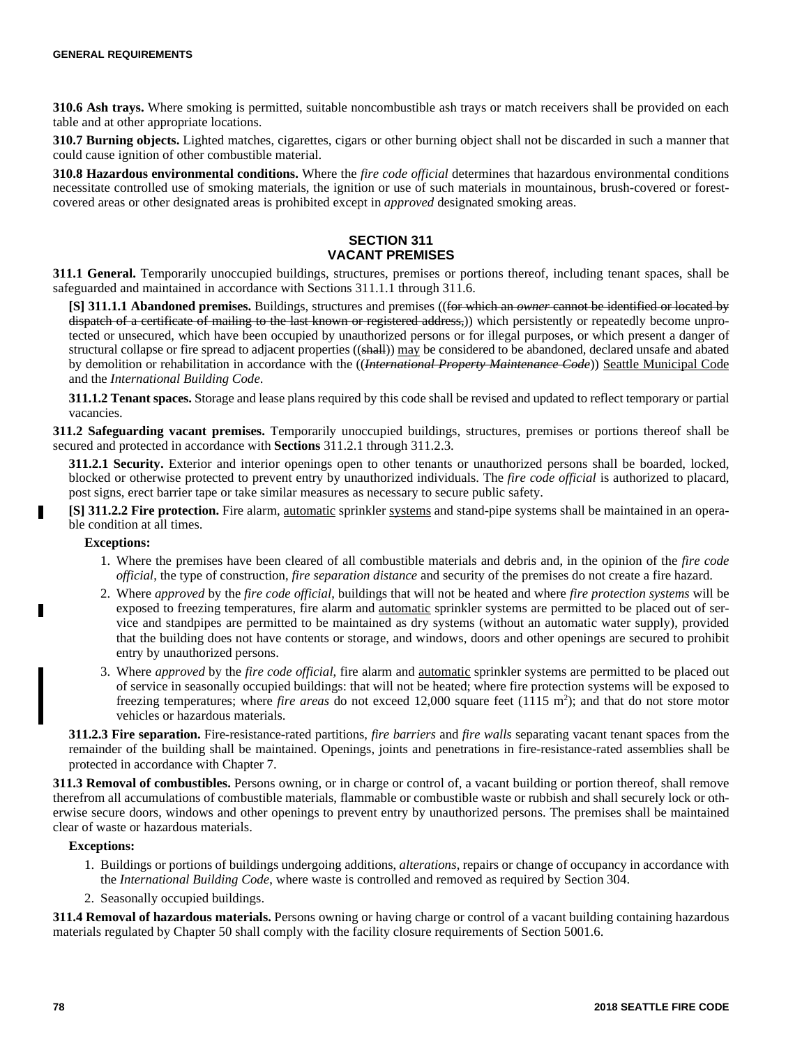**310.6 Ash trays.** Where smoking is permitted, suitable noncombustible ash trays or match receivers shall be provided on each table and at other appropriate locations.

**310.7 Burning objects.** Lighted matches, cigarettes, cigars or other burning object shall not be discarded in such a manner that could cause ignition of other combustible material.

**310.8 Hazardous environmental conditions.** Where the *fire code official* determines that hazardous environmental conditions necessitate controlled use of smoking materials, the ignition or use of such materials in mountainous, brush-covered or forest-covered areas or other designated areas is prohibited except in *approved* designated smoking areas.

## SECTION 311
## VACANT PREMISES

**311.1 General.** Temporarily unoccupied buildings, structures, premises or portions thereof, including tenant spaces, shall be safeguarded and maintained in accordance with Sections 311.1.1 through 311.6.

**[S] 311.1.1 Abandoned premises.** Buildings, structures and premises ((~~for which an *owner* cannot be identified or located by dispatch of a certificate of mailing to the last known or registered address,~~)) which persistently or repeatedly become unprotected or unsecured, which have been occupied by unauthorized persons or for illegal purposes, or which present a danger of structural collapse or fire spread to adjacent properties ((~~shall~~)) may be considered to be abandoned, declared unsafe and abated by demolition or rehabilitation in accordance with the ((~~*International Property Maintenance Code*~~)) Seattle Municipal Code and the *International Building Code*.

**311.1.2 Tenant spaces.** Storage and lease plans required by this code shall be revised and updated to reflect temporary or partial vacancies.

**311.2 Safeguarding vacant premises.** Temporarily unoccupied buildings, structures, premises or portions thereof shall be secured and protected in accordance with **Sections** 311.2.1 through 311.2.3.

**311.2.1 Security.** Exterior and interior openings open to other tenants or unauthorized persons shall be boarded, locked, blocked or otherwise protected to prevent entry by unauthorized individuals. The *fire code official* is authorized to placard, post signs, erect barrier tape or take similar measures as necessary to secure public safety.

**[S] 311.2.2 Fire protection.** Fire alarm, automatic sprinkler systems and stand-pipe systems shall be maintained in an operable condition at all times.

**Exceptions:**

1. Where the premises have been cleared of all combustible materials and debris and, in the opinion of the *fire code official*, the type of construction, *fire separation distance* and security of the premises do not create a fire hazard.
2. Where *approved* by the *fire code official,* buildings that will not be heated and where *fire protection systems* will be exposed to freezing temperatures, fire alarm and automatic sprinkler systems are permitted to be placed out of service and standpipes are permitted to be maintained as dry systems (without an automatic water supply), provided that the building does not have contents or storage, and windows, doors and other openings are secured to prohibit entry by unauthorized persons.
3. Where *approved* by the *fire code official*, fire alarm and automatic sprinkler systems are permitted to be placed out of service in seasonally occupied buildings: that will not be heated; where fire protection systems will be exposed to freezing temperatures; where *fire areas* do not exceed 12,000 square feet (1115 $m^2$); and that do not store motor vehicles or hazardous materials.

**311.2.3 Fire separation.** Fire-resistance-rated partitions, *fire barriers* and *fire walls* separating vacant tenant spaces from the remainder of the building shall be maintained. Openings, joints and penetrations in fire-resistance-rated assemblies shall be protected in accordance with Chapter 7.

**311.3 Removal of combustibles.** Persons owning, or in charge or control of, a vacant building or portion thereof, shall remove therefrom all accumulations of combustible materials, flammable or combustible waste or rubbish and shall securely lock or otherwise secure doors, windows and other openings to prevent entry by unauthorized persons. The premises shall be maintained clear of waste or hazardous materials.

**Exceptions:**

1. Buildings or portions of buildings undergoing additions, *alterations*, repairs or change of occupancy in accordance with the *International Building Code*, where waste is controlled and removed as required by Section 304.
2. Seasonally occupied buildings.

**311.4 Removal of hazardous materials.** Persons owning or having charge or control of a vacant building containing hazardous materials regulated by Chapter 50 shall comply with the facility closure requirements of Section 5001.6.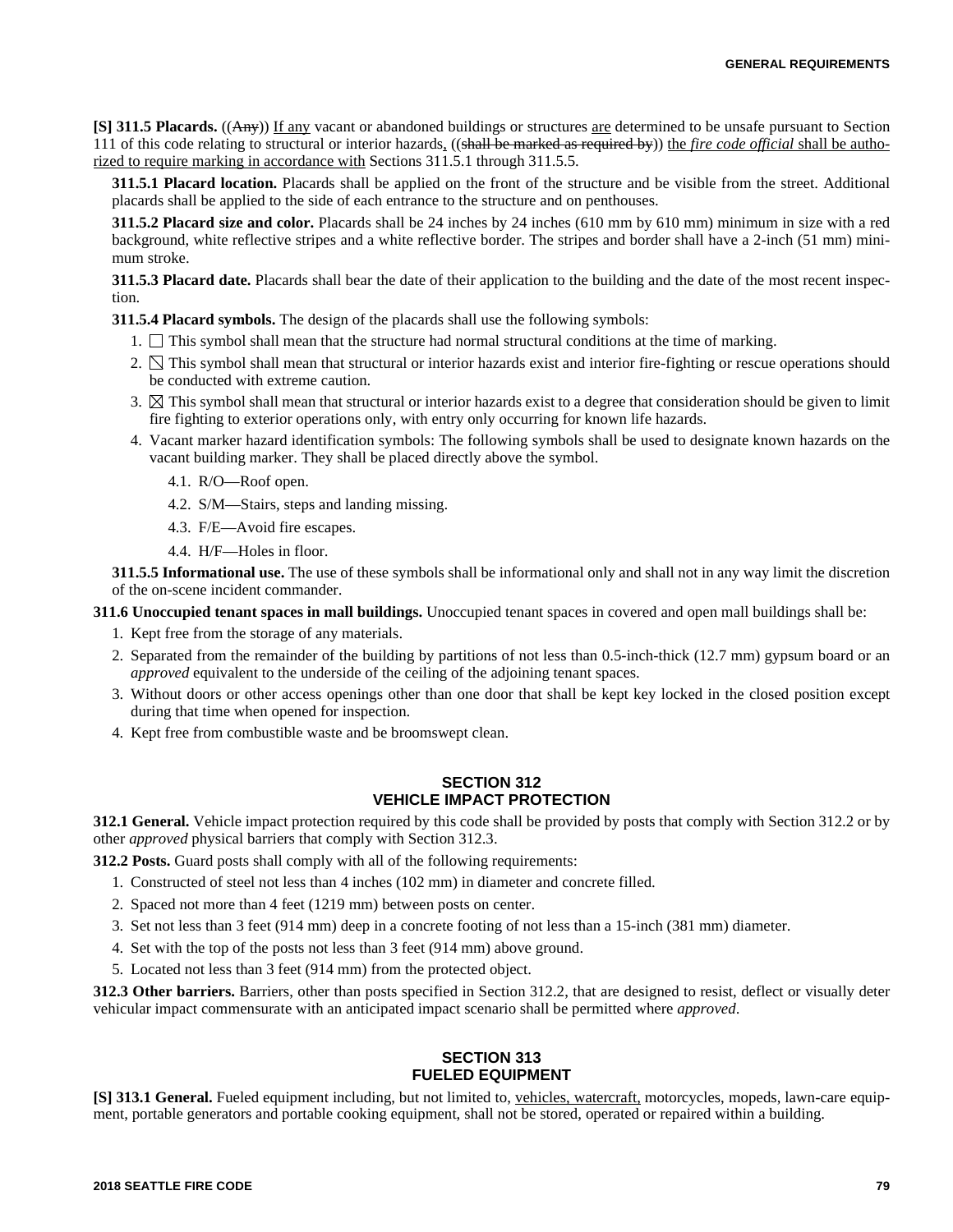**[S] 311.5 Placards.** ((~~Any~~)) <u>If any</u> vacant or abandoned buildings or structures <u>are</u> determined to be unsafe pursuant to Section 111 of this code relating to structural or interior hazards<u>,</u> ((~~shall be marked as required by~~)) <u>the *fire code official* shall be authorized to require marking in accordance with</u> Sections 311.5.1 through 311.5.5.

**311.5.1 Placard location.** Placards shall be applied on the front of the structure and be visible from the street. Additional placards shall be applied to the side of each entrance to the structure and on penthouses.

**311.5.2 Placard size and color.** Placards shall be 24 inches by 24 inches (610 mm by 610 mm) minimum in size with a red background, white reflective stripes and a white reflective border. The stripes and border shall have a 2-inch (51 mm) minimum stroke.

**311.5.3 Placard date.** Placards shall bear the date of their application to the building and the date of the most recent inspection.

**311.5.4 Placard symbols.** The design of the placards shall use the following symbols:

1. □ This symbol shall mean that the structure had normal structural conditions at the time of marking.
2. ⧅ This symbol shall mean that structural or interior hazards exist and interior fire-fighting or rescue operations should be conducted with extreme caution.
3. ⊠ This symbol shall mean that structural or interior hazards exist to a degree that consideration should be given to limit fire fighting to exterior operations only, with entry only occurring for known life hazards.
4. Vacant marker hazard identification symbols: The following symbols shall be used to designate known hazards on the vacant building marker. They shall be placed directly above the symbol.
   - 4.1. R/O—Roof open.
   - 4.2. S/M—Stairs, steps and landing missing.
   - 4.3. F/E—Avoid fire escapes.
   - 4.4. H/F—Holes in floor.

**311.5.5 Informational use.** The use of these symbols shall be informational only and shall not in any way limit the discretion of the on-scene incident commander.

**311.6 Unoccupied tenant spaces in mall buildings.** Unoccupied tenant spaces in covered and open mall buildings shall be:

1. Kept free from the storage of any materials.
2. Separated from the remainder of the building by partitions of not less than 0.5-inch-thick (12.7 mm) gypsum board or an *approved* equivalent to the underside of the ceiling of the adjoining tenant spaces.
3. Without doors or other access openings other than one door that shall be kept key locked in the closed position except during that time when opened for inspection.
4. Kept free from combustible waste and be broomswept clean.

## SECTION 312 VEHICLE IMPACT PROTECTION

**312.1 General.** Vehicle impact protection required by this code shall be provided by posts that comply with Section 312.2 or by other *approved* physical barriers that comply with Section 312.3.

**312.2 Posts.** Guard posts shall comply with all of the following requirements:

1. Constructed of steel not less than 4 inches (102 mm) in diameter and concrete filled.
2. Spaced not more than 4 feet (1219 mm) between posts on center.
3. Set not less than 3 feet (914 mm) deep in a concrete footing of not less than a 15-inch (381 mm) diameter.
4. Set with the top of the posts not less than 3 feet (914 mm) above ground.
5. Located not less than 3 feet (914 mm) from the protected object.

**312.3 Other barriers.** Barriers, other than posts specified in Section 312.2, that are designed to resist, deflect or visually deter vehicular impact commensurate with an anticipated impact scenario shall be permitted where *approved*.

## SECTION 313 FUELED EQUIPMENT

**[S] 313.1 General.** Fueled equipment including, but not limited to, <u>vehicles, watercraft,</u> motorcycles, mopeds, lawn-care equipment, portable generators and portable cooking equipment, shall not be stored, operated or repaired within a building.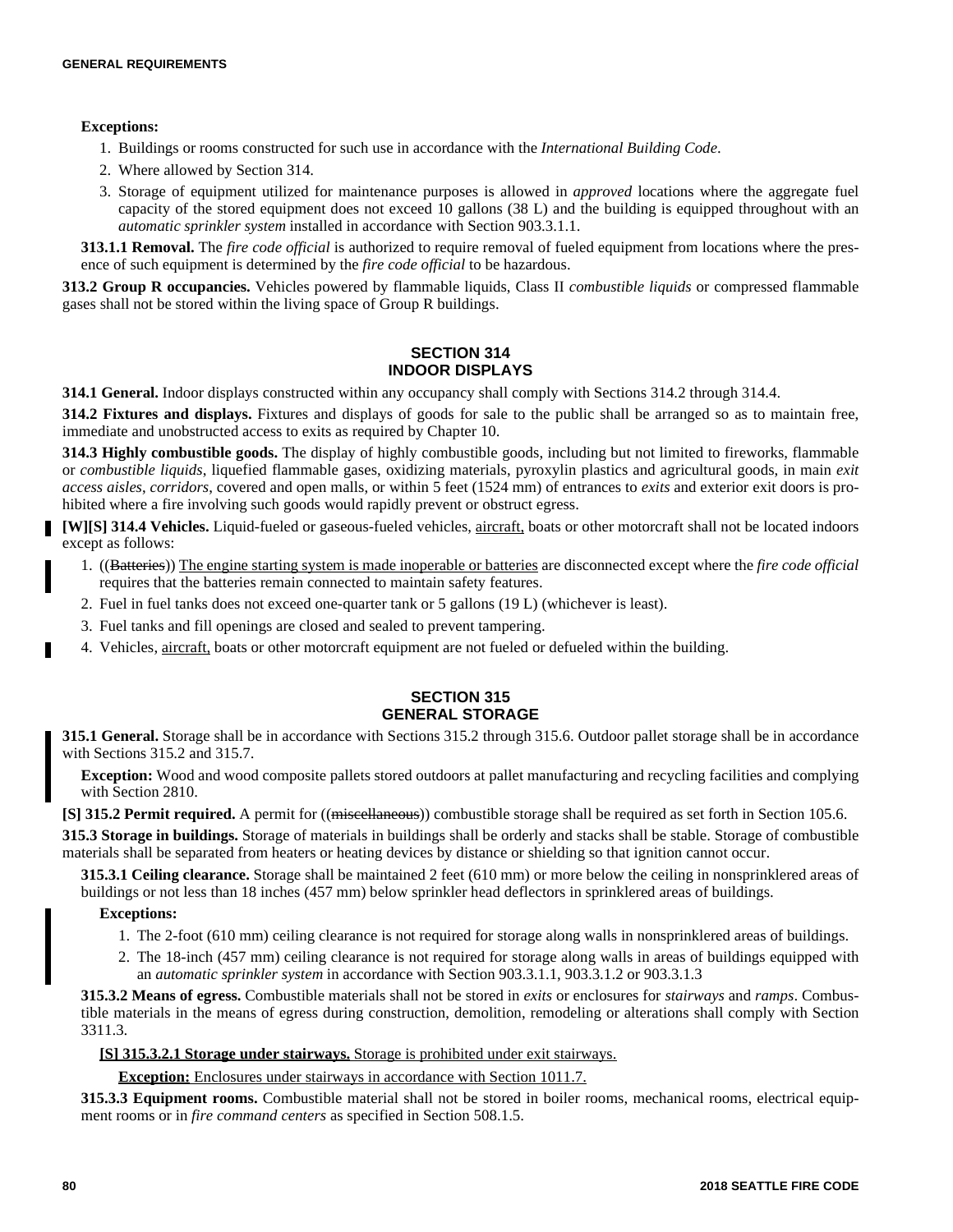**Exceptions:**

1. Buildings or rooms constructed for such use in accordance with the *International Building Code*.
2. Where allowed by Section 314.
3. Storage of equipment utilized for maintenance purposes is allowed in *approved* locations where the aggregate fuel capacity of the stored equipment does not exceed 10 gallons (38 L) and the building is equipped throughout with an *automatic sprinkler system* installed in accordance with Section 903.3.1.1.

**313.1.1 Removal.** The *fire code official* is authorized to require removal of fueled equipment from locations where the presence of such equipment is determined by the *fire code official* to be hazardous.

**313.2 Group R occupancies.** Vehicles powered by flammable liquids, Class II *combustible liquids* or compressed flammable gases shall not be stored within the living space of Group R buildings.

## SECTION 314 INDOOR DISPLAYS

**314.1 General.** Indoor displays constructed within any occupancy shall comply with Sections 314.2 through 314.4.

**314.2 Fixtures and displays.** Fixtures and displays of goods for sale to the public shall be arranged so as to maintain free, immediate and unobstructed access to exits as required by Chapter 10.

**314.3 Highly combustible goods.** The display of highly combustible goods, including but not limited to fireworks, flammable or *combustible liquids*, liquefied flammable gases, oxidizing materials, pyroxylin plastics and agricultural goods, in main *exit access aisles*, *corridors*, covered and open malls, or within 5 feet (1524 mm) of entrances to *exits* and exterior exit doors is prohibited where a fire involving such goods would rapidly prevent or obstruct egress.

**[W][S] 314.4 Vehicles.** Liquid-fueled or gaseous-fueled vehicles, aircraft, boats or other motorcraft shall not be located indoors except as follows:

1. ((~~Batteries~~)) The engine starting system is made inoperable or batteries are disconnected except where the *fire code official* requires that the batteries remain connected to maintain safety features.
2. Fuel in fuel tanks does not exceed one-quarter tank or 5 gallons (19 L) (whichever is least).
3. Fuel tanks and fill openings are closed and sealed to prevent tampering.
4. Vehicles, aircraft, boats or other motorcraft equipment are not fueled or defueled within the building.

## SECTION 315 GENERAL STORAGE

**315.1 General.** Storage shall be in accordance with Sections 315.2 through 315.6. Outdoor pallet storage shall be in accordance with Sections 315.2 and 315.7.

**Exception:** Wood and wood composite pallets stored outdoors at pallet manufacturing and recycling facilities and complying with Section 2810.

**[S] 315.2 Permit required.** A permit for ((~~miscellaneous~~)) combustible storage shall be required as set forth in Section 105.6.

**315.3 Storage in buildings.** Storage of materials in buildings shall be orderly and stacks shall be stable. Storage of combustible materials shall be separated from heaters or heating devices by distance or shielding so that ignition cannot occur.

**315.3.1 Ceiling clearance.** Storage shall be maintained 2 feet (610 mm) or more below the ceiling in nonsprinklered areas of buildings or not less than 18 inches (457 mm) below sprinkler head deflectors in sprinklered areas of buildings.

**Exceptions:**

1. The 2-foot (610 mm) ceiling clearance is not required for storage along walls in nonsprinklered areas of buildings.
2. The 18-inch (457 mm) ceiling clearance is not required for storage along walls in areas of buildings equipped with an *automatic sprinkler system* in accordance with Section 903.3.1.1, 903.3.1.2 or 903.3.1.3

**315.3.2 Means of egress.** Combustible materials shall not be stored in *exits* or enclosures for *stairways* and *ramps*. Combustible materials in the means of egress during construction, demolition, remodeling or alterations shall comply with Section 3311.3.

**[S] 315.3.2.1 Storage under stairways.** Storage is prohibited under exit stairways.

**Exception:** Enclosures under stairways in accordance with Section 1011.7.

**315.3.3 Equipment rooms.** Combustible material shall not be stored in boiler rooms, mechanical rooms, electrical equipment rooms or in *fire command centers* as specified in Section 508.1.5.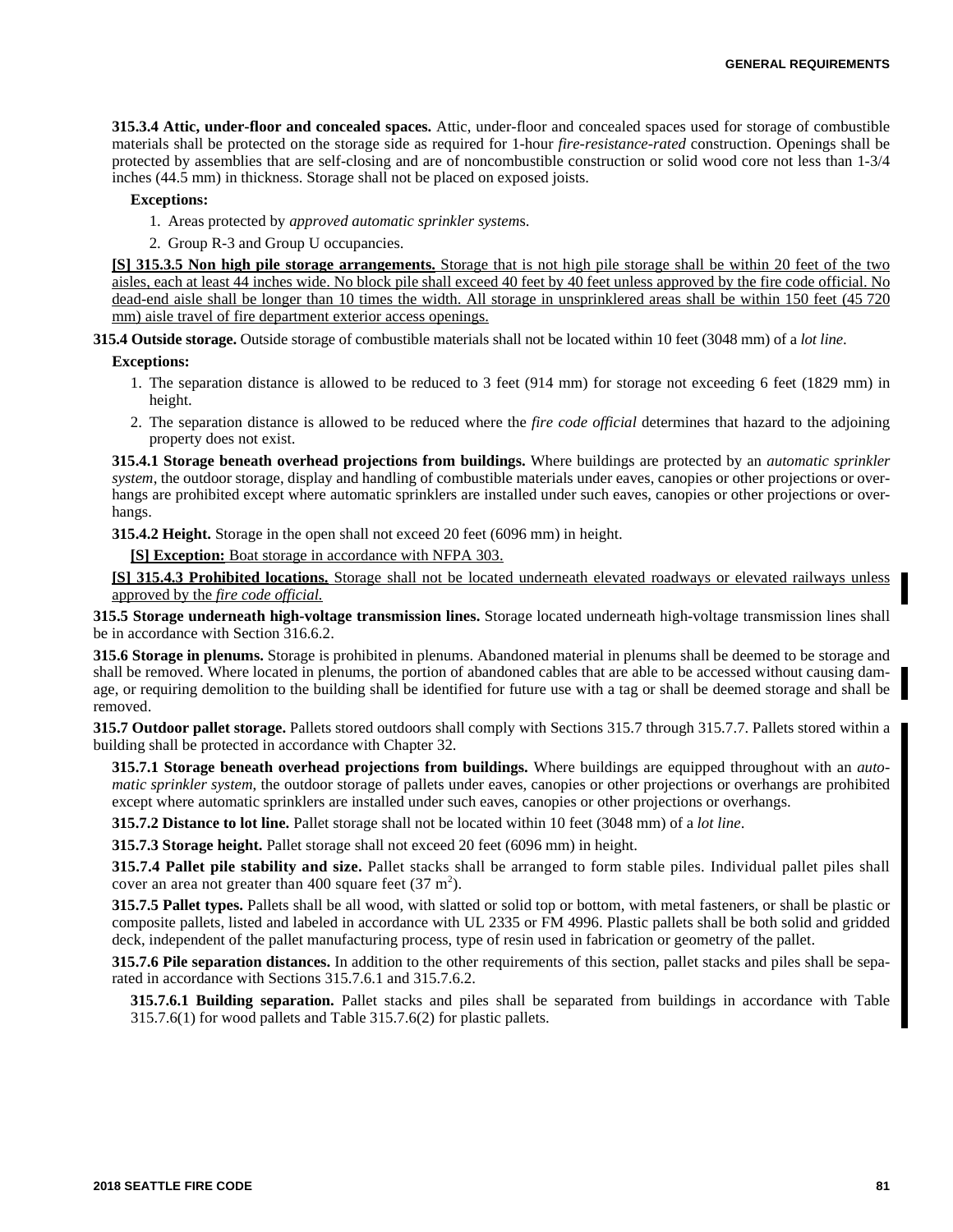**315.3.4 Attic, under-floor and concealed spaces.** Attic, under-floor and concealed spaces used for storage of combustible materials shall be protected on the storage side as required for 1-hour *fire-resistance-rated* construction. Openings shall be protected by assemblies that are self-closing and are of noncombustible construction or solid wood core not less than 1-3/4 inches (44.5 mm) in thickness. Storage shall not be placed on exposed joists.

**Exceptions:**

1. Areas protected by *approved automatic sprinkler systems*.
2. Group R-3 and Group U occupancies.

**[S] 315.3.5 Non high pile storage arrangements.** Storage that is not high pile storage shall be within 20 feet of the two aisles, each at least 44 inches wide. No block pile shall exceed 40 feet by 40 feet unless approved by the fire code official. No dead-end aisle shall be longer than 10 times the width. All storage in unsprinklered areas shall be within 150 feet (45 720 mm) aisle travel of fire department exterior access openings.

**315.4 Outside storage.** Outside storage of combustible materials shall not be located within 10 feet (3048 mm) of a *lot line*.

**Exceptions:**

1. The separation distance is allowed to be reduced to 3 feet (914 mm) for storage not exceeding 6 feet (1829 mm) in height.
2. The separation distance is allowed to be reduced where the *fire code official* determines that hazard to the adjoining property does not exist.

**315.4.1 Storage beneath overhead projections from buildings.** Where buildings are protected by an *automatic sprinkler system*, the outdoor storage, display and handling of combustible materials under eaves, canopies or other projections or overhangs are prohibited except where automatic sprinklers are installed under such eaves, canopies or other projections or overhangs.

**315.4.2 Height.** Storage in the open shall not exceed 20 feet (6096 mm) in height.

**[S] Exception:** Boat storage in accordance with NFPA 303.

**[S] 315.4.3 Prohibited locations.** Storage shall not be located underneath elevated roadways or elevated railways unless approved by the *fire code official*.

**315.5 Storage underneath high-voltage transmission lines.** Storage located underneath high-voltage transmission lines shall be in accordance with Section 316.6.2.

**315.6 Storage in plenums.** Storage is prohibited in plenums. Abandoned material in plenums shall be deemed to be storage and shall be removed. Where located in plenums, the portion of abandoned cables that are able to be accessed without causing damage, or requiring demolition to the building shall be identified for future use with a tag or shall be deemed storage and shall be removed.

**315.7 Outdoor pallet storage.** Pallets stored outdoors shall comply with Sections 315.7 through 315.7.7. Pallets stored within a building shall be protected in accordance with Chapter 32.

**315.7.1 Storage beneath overhead projections from buildings.** Where buildings are equipped throughout with an *automatic sprinkler system*, the outdoor storage of pallets under eaves, canopies or other projections or overhangs are prohibited except where automatic sprinklers are installed under such eaves, canopies or other projections or overhangs.

**315.7.2 Distance to lot line.** Pallet storage shall not be located within 10 feet (3048 mm) of a *lot line*.

**315.7.3 Storage height.** Pallet storage shall not exceed 20 feet (6096 mm) in height.

**315.7.4 Pallet pile stability and size.** Pallet stacks shall be arranged to form stable piles. Individual pallet piles shall cover an area not greater than 400 square feet (37 $m^2$).

**315.7.5 Pallet types.** Pallets shall be all wood, with slatted or solid top or bottom, with metal fasteners, or shall be plastic or composite pallets, listed and labeled in accordance with UL 2335 or FM 4996. Plastic pallets shall be both solid and gridded deck, independent of the pallet manufacturing process, type of resin used in fabrication or geometry of the pallet.

**315.7.6 Pile separation distances.** In addition to the other requirements of this section, pallet stacks and piles shall be separated in accordance with Sections 315.7.6.1 and 315.7.6.2.

**315.7.6.1 Building separation.** Pallet stacks and piles shall be separated from buildings in accordance with Table 315.7.6(1) for wood pallets and Table 315.7.6(2) for plastic pallets.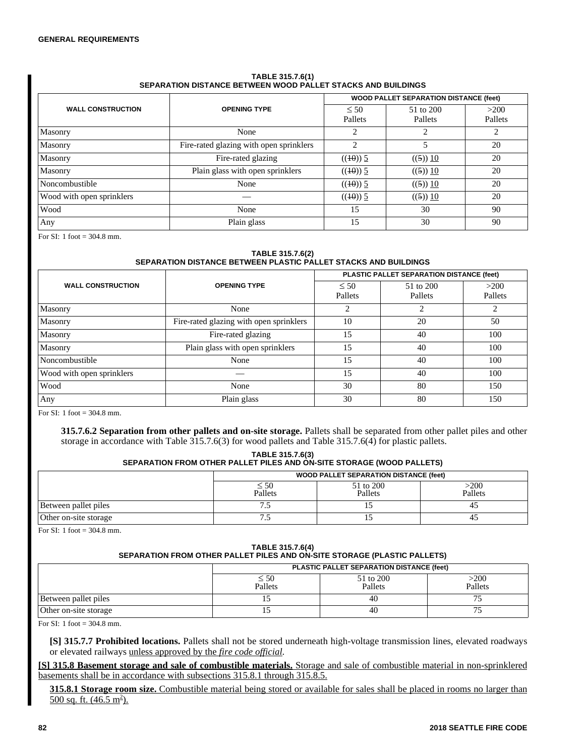**TABLE 315.7.6(1)**
**SEPARATION DISTANCE BETWEEN WOOD PALLET STACKS AND BUILDINGS**

| WALL CONSTRUCTION | OPENING TYPE | WOOD PALLET SEPARATION DISTANCE (feet) | | |
|---|---|---|---|---|
| | | ≤ 50 Pallets | 51 to 200 Pallets | >200 Pallets |
| Masonry | None | 2 | 2 | 2 |
| Masonry | Fire-rated glazing with open sprinklers | 2 | 5 | 20 |
| Masonry | Fire-rated glazing | ((~~10~~)) 5 | ((~~5~~)) 10 | 20 |
| Masonry | Plain glass with open sprinklers | ((~~10~~)) 5 | ((~~5~~)) 10 | 20 |
| Noncombustible | None | ((~~10~~)) 5 | ((~~5~~)) 10 | 20 |
| Wood with open sprinklers | — | ((~~10~~)) 5 | ((~~5~~)) 10 | 20 |
| Wood | None | 15 | 30 | 90 |
| Any | Plain glass | 15 | 30 | 90 |

For SI: 1 foot = 304.8 mm.

**TABLE 315.7.6(2)**
**SEPARATION DISTANCE BETWEEN PLASTIC PALLET STACKS AND BUILDINGS**

| WALL CONSTRUCTION | OPENING TYPE | PLASTIC PALLET SEPARATION DISTANCE (feet) | | |
|---|---|---|---|---|
| | | ≤ 50 Pallets | 51 to 200 Pallets | >200 Pallets |
| Masonry | None | 2 | 2 | 2 |
| Masonry | Fire-rated glazing with open sprinklers | 10 | 20 | 50 |
| Masonry | Fire-rated glazing | 15 | 40 | 100 |
| Masonry | Plain glass with open sprinklers | 15 | 40 | 100 |
| Noncombustible | None | 15 | 40 | 100 |
| Wood with open sprinklers | — | 15 | 40 | 100 |
| Wood | None | 30 | 80 | 150 |
| Any | Plain glass | 30 | 80 | 150 |

For SI: 1 foot = 304.8 mm.

**315.7.6.2 Separation from other pallets and on-site storage.** Pallets shall be separated from other pallet piles and other storage in accordance with Table 315.7.6(3) for wood pallets and Table 315.7.6(4) for plastic pallets.

**TABLE 315.7.6(3)**
**SEPARATION FROM OTHER PALLET PILES AND ON-SITE STORAGE (WOOD PALLETS)**

| | WOOD PALLET SEPARATION DISTANCE (feet) | | |
|---|---|---|---|
| | ≤ 50 Pallets | 51 to 200 Pallets | >200 Pallets |
| Between pallet piles | 7.5 | 15 | 45 |
| Other on-site storage | 7.5 | 15 | 45 |

For SI: 1 foot = 304.8 mm.

**TABLE 315.7.6(4)**
**SEPARATION FROM OTHER PALLET PILES AND ON-SITE STORAGE (PLASTIC PALLETS)**

| | PLASTIC PALLET SEPARATION DISTANCE (feet) | | |
|---|---|---|---|
| | ≤ 50 Pallets | 51 to 200 Pallets | >200 Pallets |
| Between pallet piles | 15 | 40 | 75 |
| Other on-site storage | 15 | 40 | 75 |

For SI: 1 foot = 304.8 mm.

**[S] 315.7.7 Prohibited locations.** Pallets shall not be stored underneath high-voltage transmission lines, elevated roadways or elevated railways unless approved by the *fire code official*.

**[S] 315.8 Basement storage and sale of combustible materials.** Storage and sale of combustible material in non-sprinklered basements shall be in accordance with subsections 315.8.1 through 315.8.5.

**315.8.1 Storage room size.** Combustible material being stored or available for sales shall be placed in rooms no larger than 500 sq. ft. (46.5 $m^2$).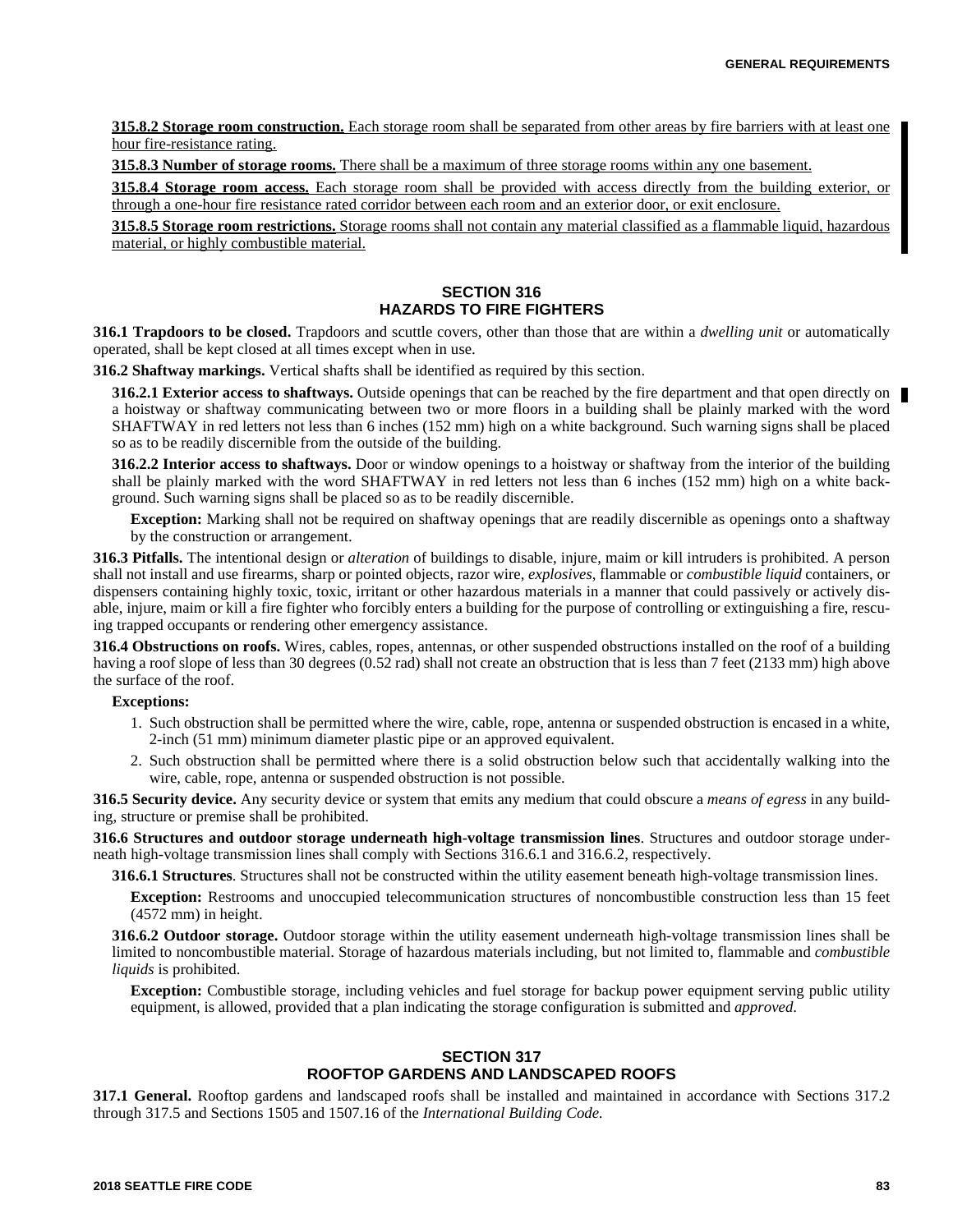**315.8.2 Storage room construction.** Each storage room shall be separated from other areas by fire barriers with at least one hour fire-resistance rating.

**315.8.3 Number of storage rooms.** There shall be a maximum of three storage rooms within any one basement.

**315.8.4 Storage room access.** Each storage room shall be provided with access directly from the building exterior, or through a one-hour fire resistance rated corridor between each room and an exterior door, or exit enclosure.

**315.8.5 Storage room restrictions.** Storage rooms shall not contain any material classified as a flammable liquid, hazardous material, or highly combustible material.

## SECTION 316
## HAZARDS TO FIRE FIGHTERS

**316.1 Trapdoors to be closed.** Trapdoors and scuttle covers, other than those that are within a *dwelling unit* or automatically operated, shall be kept closed at all times except when in use.

**316.2 Shaftway markings.** Vertical shafts shall be identified as required by this section.

**316.2.1 Exterior access to shaftways.** Outside openings that can be reached by the fire department and that open directly on a hoistway or shaftway communicating between two or more floors in a building shall be plainly marked with the word SHAFTWAY in red letters not less than 6 inches (152 mm) high on a white background. Such warning signs shall be placed so as to be readily discernible from the outside of the building.

**316.2.2 Interior access to shaftways.** Door or window openings to a hoistway or shaftway from the interior of the building shall be plainly marked with the word SHAFTWAY in red letters not less than 6 inches (152 mm) high on a white background. Such warning signs shall be placed so as to be readily discernible.

**Exception:** Marking shall not be required on shaftway openings that are readily discernible as openings onto a shaftway by the construction or arrangement.

**316.3 Pitfalls.** The intentional design or *alteration* of buildings to disable, injure, maim or kill intruders is prohibited. A person shall not install and use firearms, sharp or pointed objects, razor wire, *explosives*, flammable or *combustible liquid* containers, or dispensers containing highly toxic, toxic, irritant or other hazardous materials in a manner that could passively or actively disable, injure, maim or kill a fire fighter who forcibly enters a building for the purpose of controlling or extinguishing a fire, rescuing trapped occupants or rendering other emergency assistance.

**316.4 Obstructions on roofs.** Wires, cables, ropes, antennas, or other suspended obstructions installed on the roof of a building having a roof slope of less than 30 degrees (0.52 rad) shall not create an obstruction that is less than 7 feet (2133 mm) high above the surface of the roof.

**Exceptions:**

1. Such obstruction shall be permitted where the wire, cable, rope, antenna or suspended obstruction is encased in a white, 2-inch (51 mm) minimum diameter plastic pipe or an approved equivalent.
2. Such obstruction shall be permitted where there is a solid obstruction below such that accidentally walking into the wire, cable, rope, antenna or suspended obstruction is not possible.

**316.5 Security device.** Any security device or system that emits any medium that could obscure a *means of egress* in any building, structure or premise shall be prohibited.

**316.6 Structures and outdoor storage underneath high-voltage transmission lines**. Structures and outdoor storage underneath high-voltage transmission lines shall comply with Sections 316.6.1 and 316.6.2, respectively.

**316.6.1 Structures**. Structures shall not be constructed within the utility easement beneath high-voltage transmission lines.

**Exception:** Restrooms and unoccupied telecommunication structures of noncombustible construction less than 15 feet (4572 mm) in height.

**316.6.2 Outdoor storage.** Outdoor storage within the utility easement underneath high-voltage transmission lines shall be limited to noncombustible material. Storage of hazardous materials including, but not limited to, flammable and *combustible liquids* is prohibited.

**Exception:** Combustible storage, including vehicles and fuel storage for backup power equipment serving public utility equipment, is allowed, provided that a plan indicating the storage configuration is submitted and *approved.*

## SECTION 317
## ROOFTOP GARDENS AND LANDSCAPED ROOFS

**317.1 General.** Rooftop gardens and landscaped roofs shall be installed and maintained in accordance with Sections 317.2 through 317.5 and Sections 1505 and 1507.16 of the *International Building Code.*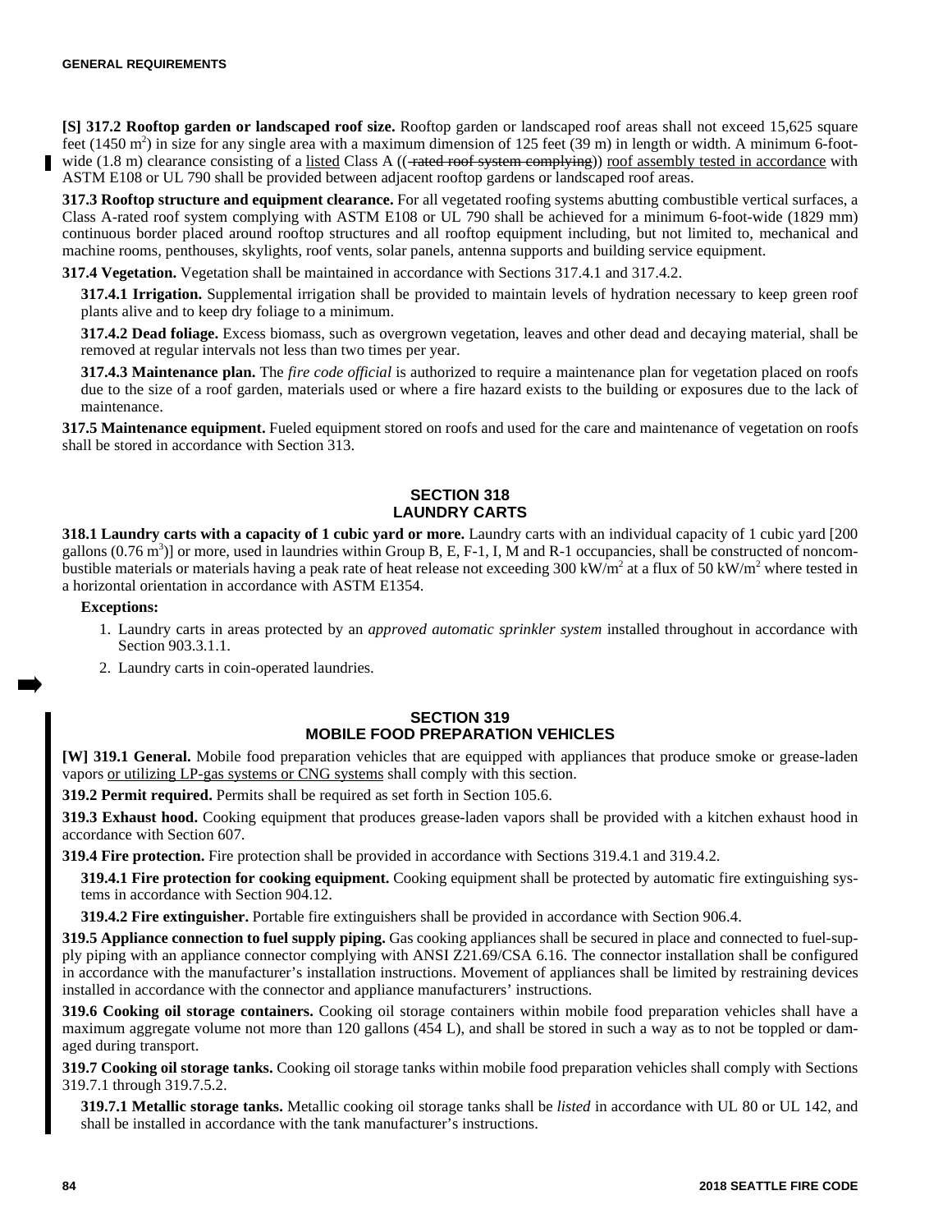**[S] 317.2 Rooftop garden or landscaped roof size.** Rooftop garden or landscaped roof areas shall not exceed 15,625 square feet (1450 $m^2$) in size for any single area with a maximum dimension of 125 feet (39 m) in length or width. A minimum 6-foot-wide (1.8 m) clearance consisting of a listed Class A ((~~-rated roof system complying~~)) roof assembly tested in accordance with ASTM E108 or UL 790 shall be provided between adjacent rooftop gardens or landscaped roof areas.

**317.3 Rooftop structure and equipment clearance.** For all vegetated roofing systems abutting combustible vertical surfaces, a Class A-rated roof system complying with ASTM E108 or UL 790 shall be achieved for a minimum 6-foot-wide (1829 mm) continuous border placed around rooftop structures and all rooftop equipment including, but not limited to, mechanical and machine rooms, penthouses, skylights, roof vents, solar panels, antenna supports and building service equipment.

**317.4 Vegetation.** Vegetation shall be maintained in accordance with Sections 317.4.1 and 317.4.2.

**317.4.1 Irrigation.** Supplemental irrigation shall be provided to maintain levels of hydration necessary to keep green roof plants alive and to keep dry foliage to a minimum.

**317.4.2 Dead foliage.** Excess biomass, such as overgrown vegetation, leaves and other dead and decaying material, shall be removed at regular intervals not less than two times per year.

**317.4.3 Maintenance plan.** The *fire code official* is authorized to require a maintenance plan for vegetation placed on roofs due to the size of a roof garden, materials used or where a fire hazard exists to the building or exposures due to the lack of maintenance.

**317.5 Maintenance equipment.** Fueled equipment stored on roofs and used for the care and maintenance of vegetation on roofs shall be stored in accordance with Section 313.

## SECTION 318 LAUNDRY CARTS

**318.1 Laundry carts with a capacity of 1 cubic yard or more.** Laundry carts with an individual capacity of 1 cubic yard [200 gallons (0.76 $m^3$)] or more, used in laundries within Group B, E, F-1, I, M and R-1 occupancies, shall be constructed of noncombustible materials or materials having a peak rate of heat release not exceeding 300 kW/$m^2$ at a flux of 50 kW/$m^2$ where tested in a horizontal orientation in accordance with ASTM E1354.

**Exceptions:**

1. Laundry carts in areas protected by an *approved automatic sprinkler system* installed throughout in accordance with Section 903.3.1.1.
2. Laundry carts in coin-operated laundries.

## SECTION 319 MOBILE FOOD PREPARATION VEHICLES

**[W] 319.1 General.** Mobile food preparation vehicles that are equipped with appliances that produce smoke or grease-laden vapors or utilizing LP-gas systems or CNG systems shall comply with this section.

**319.2 Permit required.** Permits shall be required as set forth in Section 105.6.

**319.3 Exhaust hood.** Cooking equipment that produces grease-laden vapors shall be provided with a kitchen exhaust hood in accordance with Section 607.

**319.4 Fire protection.** Fire protection shall be provided in accordance with Sections 319.4.1 and 319.4.2.

**319.4.1 Fire protection for cooking equipment.** Cooking equipment shall be protected by automatic fire extinguishing systems in accordance with Section 904.12.

**319.4.2 Fire extinguisher.** Portable fire extinguishers shall be provided in accordance with Section 906.4.

**319.5 Appliance connection to fuel supply piping.** Gas cooking appliances shall be secured in place and connected to fuel-supply piping with an appliance connector complying with ANSI Z21.69/CSA 6.16. The connector installation shall be configured in accordance with the manufacturer's installation instructions. Movement of appliances shall be limited by restraining devices installed in accordance with the connector and appliance manufacturers' instructions.

**319.6 Cooking oil storage containers.** Cooking oil storage containers within mobile food preparation vehicles shall have a maximum aggregate volume not more than 120 gallons (454 L), and shall be stored in such a way as to not be toppled or damaged during transport.

**319.7 Cooking oil storage tanks.** Cooking oil storage tanks within mobile food preparation vehicles shall comply with Sections 319.7.1 through 319.7.5.2.

**319.7.1 Metallic storage tanks.** Metallic cooking oil storage tanks shall be *listed* in accordance with UL 80 or UL 142, and shall be installed in accordance with the tank manufacturer's instructions.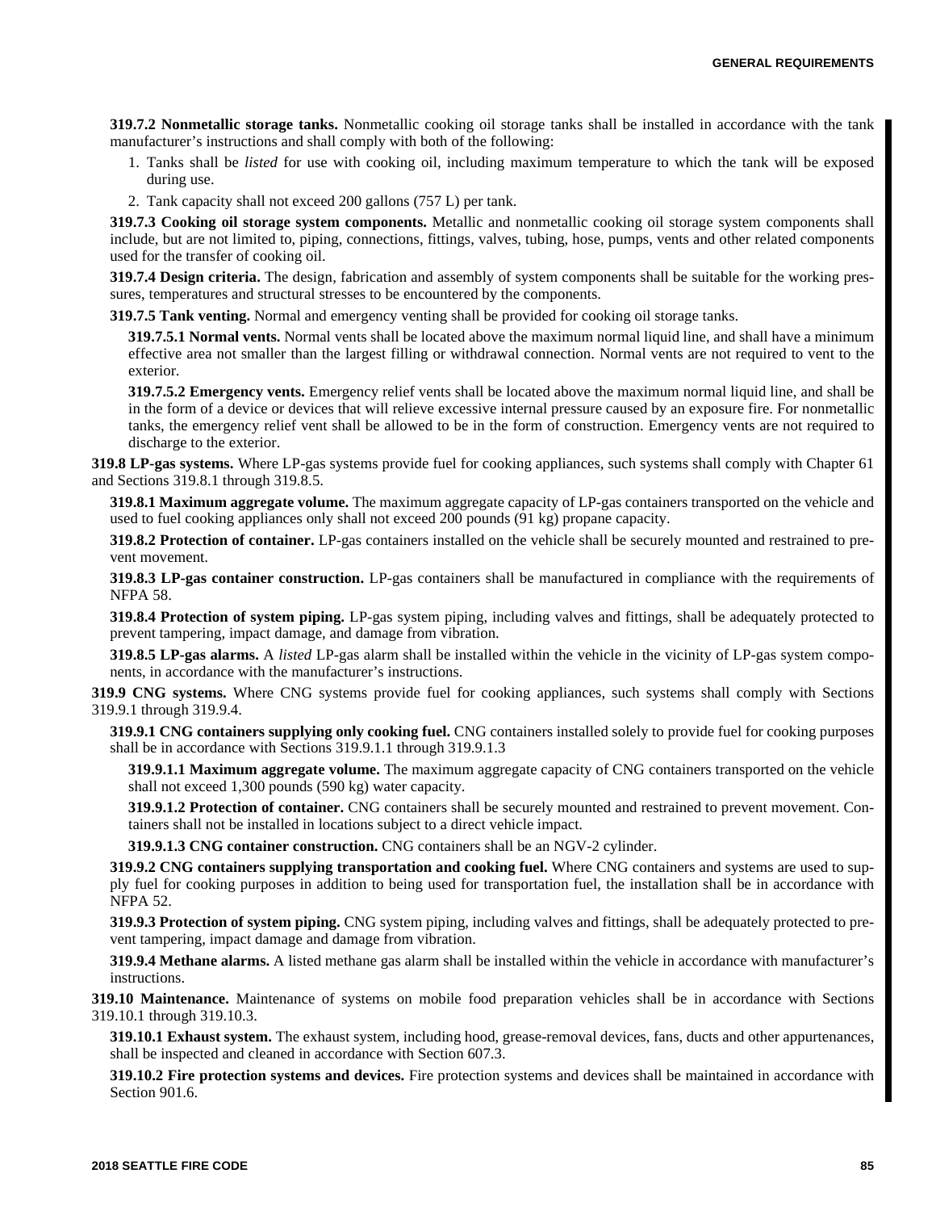**319.7.2 Nonmetallic storage tanks.** Nonmetallic cooking oil storage tanks shall be installed in accordance with the tank manufacturer's instructions and shall comply with both of the following:

1. Tanks shall be *listed* for use with cooking oil, including maximum temperature to which the tank will be exposed during use.
2. Tank capacity shall not exceed 200 gallons (757 L) per tank.

**319.7.3 Cooking oil storage system components.** Metallic and nonmetallic cooking oil storage system components shall include, but are not limited to, piping, connections, fittings, valves, tubing, hose, pumps, vents and other related components used for the transfer of cooking oil.

**319.7.4 Design criteria.** The design, fabrication and assembly of system components shall be suitable for the working pressures, temperatures and structural stresses to be encountered by the components.

**319.7.5 Tank venting.** Normal and emergency venting shall be provided for cooking oil storage tanks.

**319.7.5.1 Normal vents.** Normal vents shall be located above the maximum normal liquid line, and shall have a minimum effective area not smaller than the largest filling or withdrawal connection. Normal vents are not required to vent to the exterior.

**319.7.5.2 Emergency vents.** Emergency relief vents shall be located above the maximum normal liquid line, and shall be in the form of a device or devices that will relieve excessive internal pressure caused by an exposure fire. For nonmetallic tanks, the emergency relief vent shall be allowed to be in the form of construction. Emergency vents are not required to discharge to the exterior.

**319.8 LP-gas systems.** Where LP-gas systems provide fuel for cooking appliances, such systems shall comply with Chapter 61 and Sections 319.8.1 through 319.8.5.

**319.8.1 Maximum aggregate volume.** The maximum aggregate capacity of LP-gas containers transported on the vehicle and used to fuel cooking appliances only shall not exceed 200 pounds (91 kg) propane capacity.

**319.8.2 Protection of container.** LP-gas containers installed on the vehicle shall be securely mounted and restrained to prevent movement.

**319.8.3 LP-gas container construction.** LP-gas containers shall be manufactured in compliance with the requirements of NFPA 58.

**319.8.4 Protection of system piping.** LP-gas system piping, including valves and fittings, shall be adequately protected to prevent tampering, impact damage, and damage from vibration.

**319.8.5 LP-gas alarms.** A *listed* LP-gas alarm shall be installed within the vehicle in the vicinity of LP-gas system components, in accordance with the manufacturer's instructions.

**319.9 CNG systems.** Where CNG systems provide fuel for cooking appliances, such systems shall comply with Sections 319.9.1 through 319.9.4.

**319.9.1 CNG containers supplying only cooking fuel.** CNG containers installed solely to provide fuel for cooking purposes shall be in accordance with Sections 319.9.1.1 through 319.9.1.3

**319.9.1.1 Maximum aggregate volume.** The maximum aggregate capacity of CNG containers transported on the vehicle shall not exceed 1,300 pounds (590 kg) water capacity.

**319.9.1.2 Protection of container.** CNG containers shall be securely mounted and restrained to prevent movement. Containers shall not be installed in locations subject to a direct vehicle impact.

**319.9.1.3 CNG container construction.** CNG containers shall be an NGV-2 cylinder.

**319.9.2 CNG containers supplying transportation and cooking fuel.** Where CNG containers and systems are used to supply fuel for cooking purposes in addition to being used for transportation fuel, the installation shall be in accordance with NFPA 52.

**319.9.3 Protection of system piping.** CNG system piping, including valves and fittings, shall be adequately protected to prevent tampering, impact damage and damage from vibration.

**319.9.4 Methane alarms.** A listed methane gas alarm shall be installed within the vehicle in accordance with manufacturer's instructions.

**319.10 Maintenance.** Maintenance of systems on mobile food preparation vehicles shall be in accordance with Sections 319.10.1 through 319.10.3.

**319.10.1 Exhaust system.** The exhaust system, including hood, grease-removal devices, fans, ducts and other appurtenances, shall be inspected and cleaned in accordance with Section 607.3.

**319.10.2 Fire protection systems and devices.** Fire protection systems and devices shall be maintained in accordance with Section 901.6.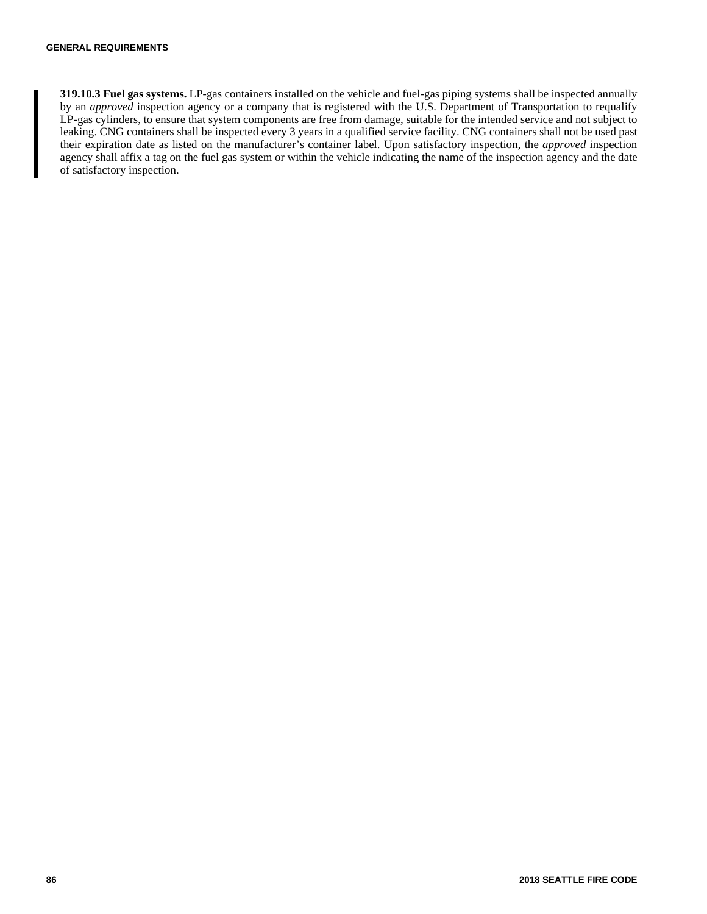**319.10.3 Fuel gas systems.** LP-gas containers installed on the vehicle and fuel-gas piping systems shall be inspected annually by an *approved* inspection agency or a company that is registered with the U.S. Department of Transportation to requalify LP-gas cylinders, to ensure that system components are free from damage, suitable for the intended service and not subject to leaking. CNG containers shall be inspected every 3 years in a qualified service facility. CNG containers shall not be used past their expiration date as listed on the manufacturer's container label. Upon satisfactory inspection, the *approved* inspection agency shall affix a tag on the fuel gas system or within the vehicle indicating the name of the inspection agency and the date of satisfactory inspection.